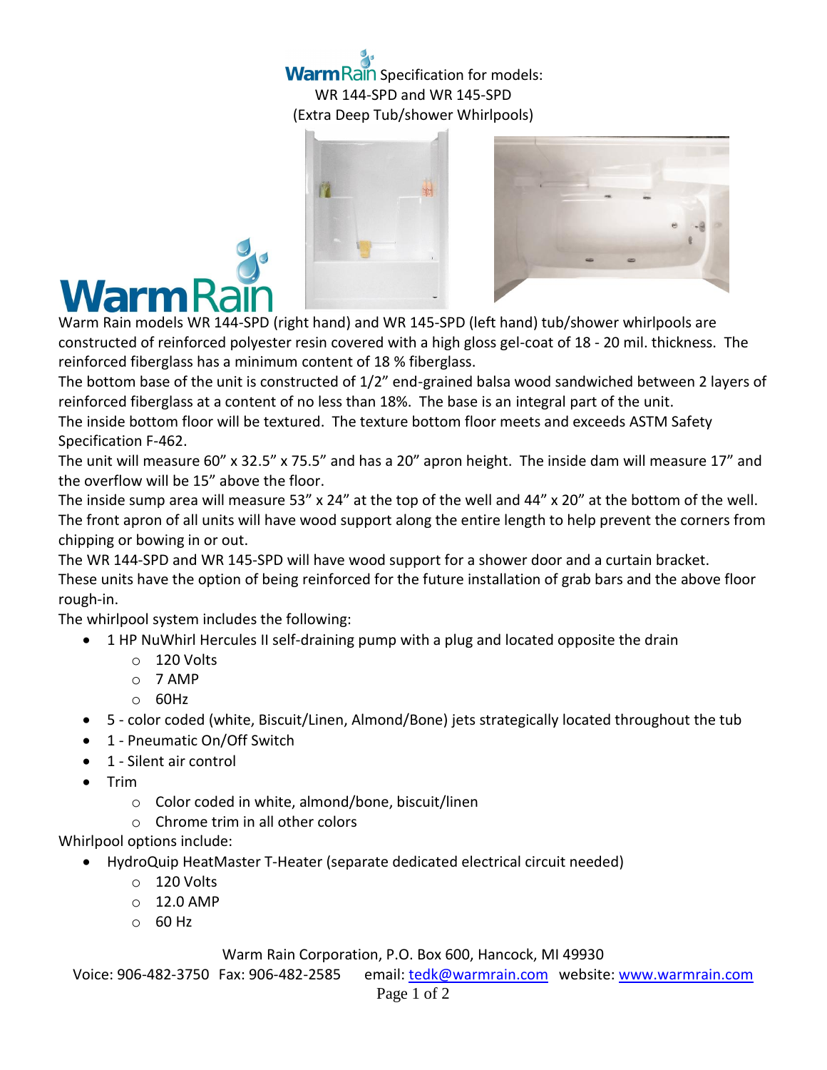# WarmRain Specification for models: WR 144-SPD and WR 145-SPD (Extra Deep Tub/shower Whirlpools)

Warm Rain models WR 144-SPD (right hand) and WR 145-SPD (left hand) tub/shower whirlpools are constructed of reinforced polyester resin covered with a high gloss gel-coat of 18 - 20 mil. thickness. The reinforced fiberglass has a minimum content of 18 % fiberglass.

The bottom base of the unit is constructed of 1/2" end-grained balsa wood sandwiched between 2 layers of reinforced fiberglass at a content of no less than 18%. The base is an integral part of the unit.

The inside bottom floor will be textured. The texture bottom floor meets and exceeds ASTM Safety Specification F-462.

The unit will measure 60" x 32.5" x 75.5" and has a 20" apron height. The inside dam will measure 17" and the overflow will be 15" above the floor.

The inside sump area will measure 53" x 24" at the top of the well and 44" x 20" at the bottom of the well.

The front apron of all units will have wood support along the entire length to help prevent the corners from chipping or bowing in or out.

The WR 144-SPD and WR 145-SPD will have wood support for a shower door and a curtain bracket.

These units have the option of being reinforced for the future installation of grab bars and the above floor rough-in.

The whirlpool system includes the following:

- 1 HP NuWhirl Hercules II self-draining pump with a plug and located opposite the drain
  - 120 Volts
  - 7 AMP
  - 60Hz
- 5 - color coded (white, Biscuit/Linen, Almond/Bone) jets strategically located throughout the tub
- 1 - Pneumatic On/Off Switch
- 1 - Silent air control
- Trim
  - Color coded in white, almond/bone, biscuit/linen
  - Chrome trim in all other colors

Whirlpool options include:

- HydroQuip HeatMaster T-Heater (separate dedicated electrical circuit needed)
  - 120 Volts
  - 12.0 AMP
  - 60 Hz

Warm Rain Corporation, P.O. Box 600, Hancock, MI 49930

Voice: 906-482-3750 Fax: 906-482-2585 email: tedk@warmrain.com website: www.warmrain.com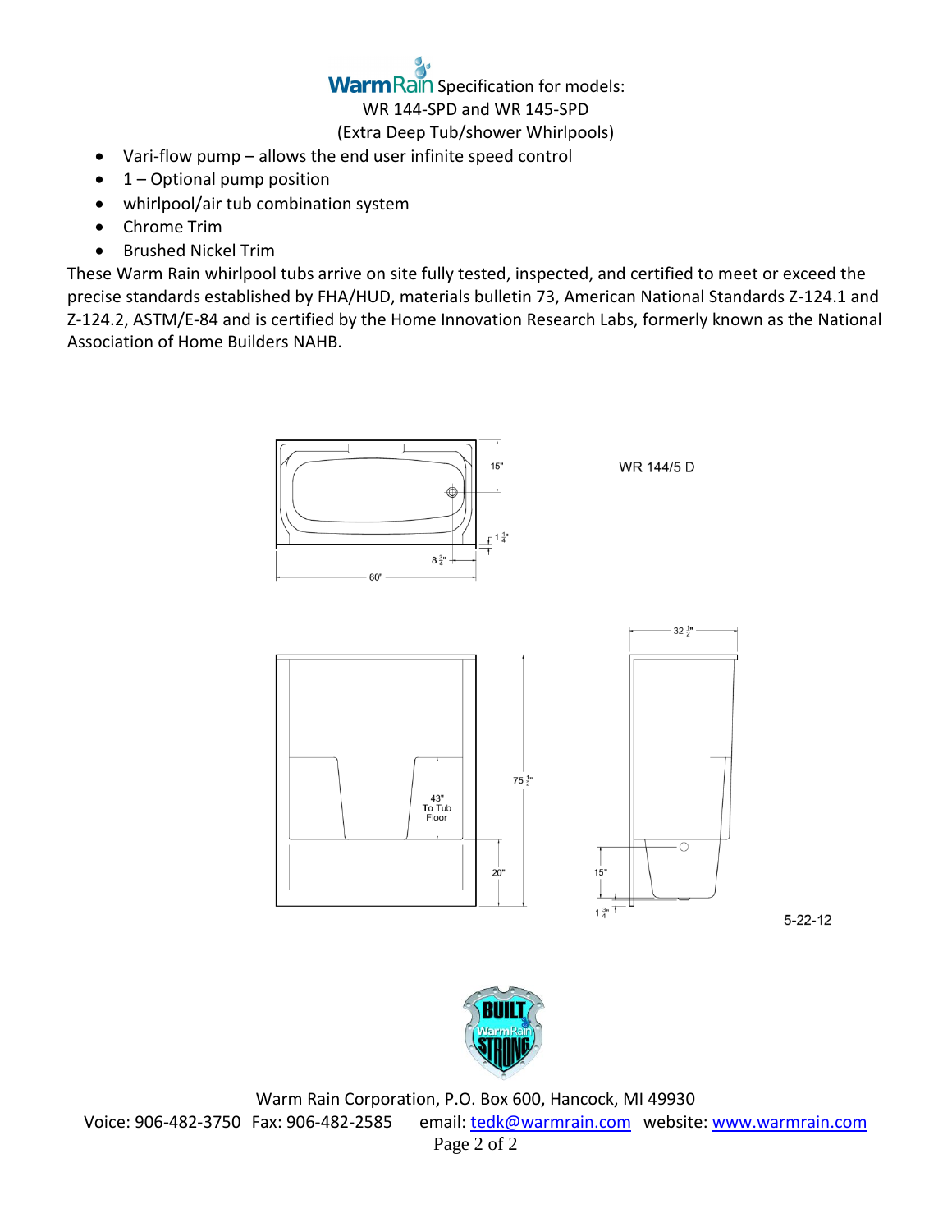WarmRain Specification for models:

WR 144-SPD and WR 145-SPD

(Extra Deep Tub/shower Whirlpools)

- Vari-flow pump – allows the end user infinite speed control
- 1 – Optional pump position
- whirlpool/air tub combination system
- Chrome Trim
- Brushed Nickel Trim

These Warm Rain whirlpool tubs arrive on site fully tested, inspected, and certified to meet or exceed the precise standards established by FHA/HUD, materials bulletin 73, American National Standards Z-124.1 and Z-124.2, ASTM/E-84 and is certified by the Home Innovation Research Labs, formerly known as the National Association of Home Builders NAHB.

WR 144/5 D

15"

1 3/4"

8 3/4"

60"

32 1/2"

75 1/2"

43" To Tub Floor

20"

15"

1 3/4"

5-22-12

Warm Rain Corporation, P.O. Box 600, Hancock, MI 49930

Voice: 906-482-3750 Fax: 906-482-2585 email: tedk@warmrain.com website: www.warmrain.com